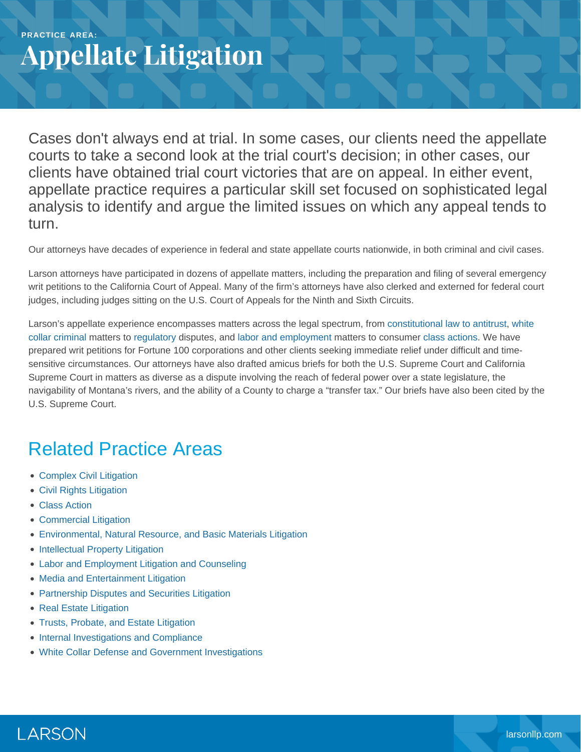PRACTICE AREA:

# Appellate Litigation

Cases don't always end at trial. In some cases, our clients need the appellate courts to take a second look at the trial court's decision; in other cases, our clients have obtained trial court victories that are on appeal. In either event, appellate practice requires a particular skill set focused on sophisticated legal analysis to identify and argue the limited issues on which any appeal tends to turn.

Our attorneys have decades of experience in federal and state appellate courts nationwide, in both criminal and civil cases.

Larson attorneys have participated in dozens of appellate matters, including the preparation and filing of several emergency writ petitions to the California Court of Appeal. Many of the firm's attorneys have also clerked and externed for federal court judges, including judges sitting on the U.S. Court of Appeals for the Ninth and Sixth Circuits.

Larson's appellate experience encompasses matters across the legal spectrum, from constitutional law to antitrust, white collar criminal matters to regulatory disputes, and labor and employment matters to consumer class actions. We have prepared writ petitions for Fortune 100 corporations and other clients seeking immediate relief under difficult and time-sensitive circumstances. Our attorneys have also drafted amicus briefs for both the U.S. Supreme Court and California Supreme Court in matters as diverse as a dispute involving the reach of federal power over a state legislature, the navigability of Montana's rivers, and the ability of a County to charge a "transfer tax." Our briefs have also been cited by the U.S. Supreme Court.

## Related Practice Areas

- Complex Civil Litigation
- Civil Rights Litigation
- Class Action
- Commercial Litigation
- Environmental, Natural Resource, and Basic Materials Litigation
- Intellectual Property Litigation
- Labor and Employment Litigation and Counseling
- Media and Entertainment Litigation
- Partnership Disputes and Securities Litigation
- Real Estate Litigation
- Trusts, Probate, and Estate Litigation
- Internal Investigations and Compliance
- White Collar Defense and Government Investigations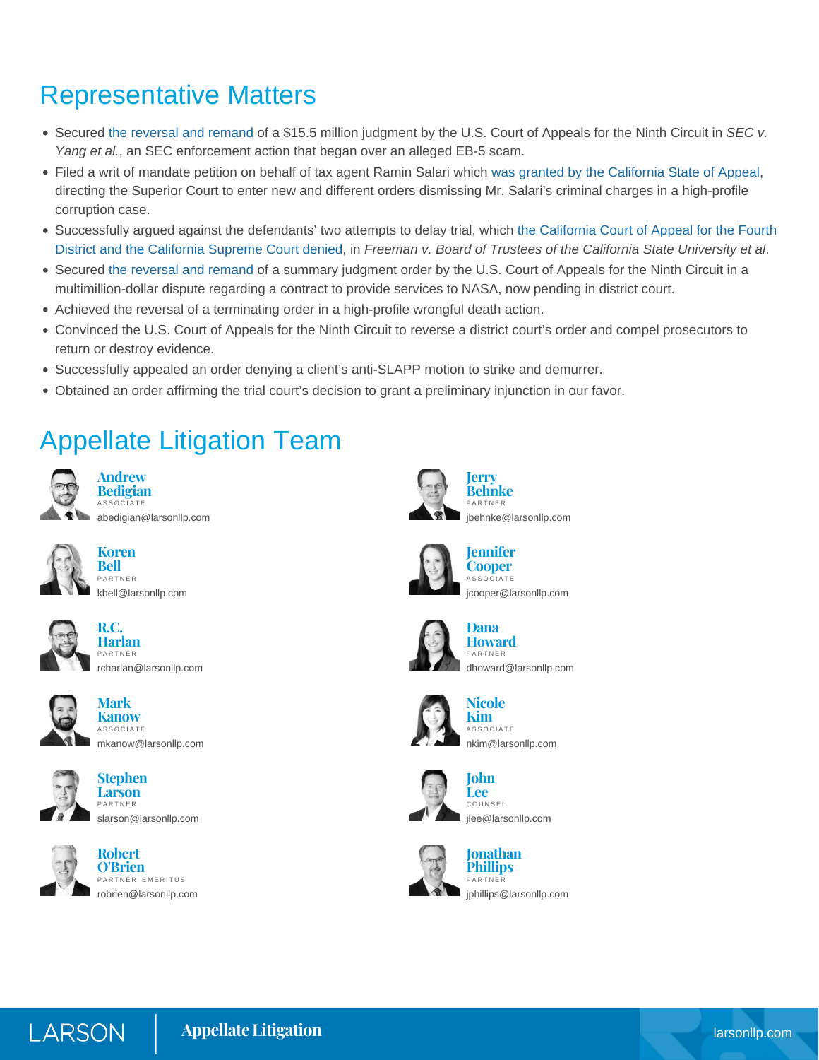## Representative Matters

- Secured the reversal and remand of a $15.5 million judgment by the U.S. Court of Appeals for the Ninth Circuit in *SEC v. Yang et al.*, an SEC enforcement action that began over an alleged EB-5 scam.
- Filed a writ of mandate petition on behalf of tax agent Ramin Salari which was granted by the California State of Appeal, directing the Superior Court to enter new and different orders dismissing Mr. Salari's criminal charges in a high-profile corruption case.
- Successfully argued against the defendants' two attempts to delay trial, which the California Court of Appeal for the Fourth District and the California Supreme Court denied, in *Freeman v. Board of Trustees of the California State University et al*.
- Secured the reversal and remand of a summary judgment order by the U.S. Court of Appeals for the Ninth Circuit in a multimillion-dollar dispute regarding a contract to provide services to NASA, now pending in district court.
- Achieved the reversal of a terminating order in a high-profile wrongful death action.
- Convinced the U.S. Court of Appeals for the Ninth Circuit to reverse a district court's order and compel prosecutors to return or destroy evidence.
- Successfully appealed an order denying a client's anti-SLAPP motion to strike and demurrer.
- Obtained an order affirming the trial court's decision to grant a preliminary injunction in our favor.

## Appellate Litigation Team

**Andrew Bedigian**
ASSOCIATE
abedigian@larsonllp.com

**Koren Bell**
PARTNER
kbell@larsonllp.com

**R.C. Harlan**
PARTNER
rcharlan@larsonllp.com

**Mark Kanow**
ASSOCIATE
mkanow@larsonllp.com

**Stephen Larson**
PARTNER
slarson@larsonllp.com

**Robert O'Brien**
PARTNER EMERITUS
robrien@larsonllp.com

**Jerry Behnke**
PARTNER
jbehnke@larsonllp.com

**Jennifer Cooper**
ASSOCIATE
jcooper@larsonllp.com

**Dana Howard**
PARTNER
dhoward@larsonllp.com

**Nicole Kim**
ASSOCIATE
nkim@larsonllp.com

**John Lee**
COUNSEL
jlee@larsonllp.com

**Jonathan Phillips**
PARTNER
jphillips@larsonllp.com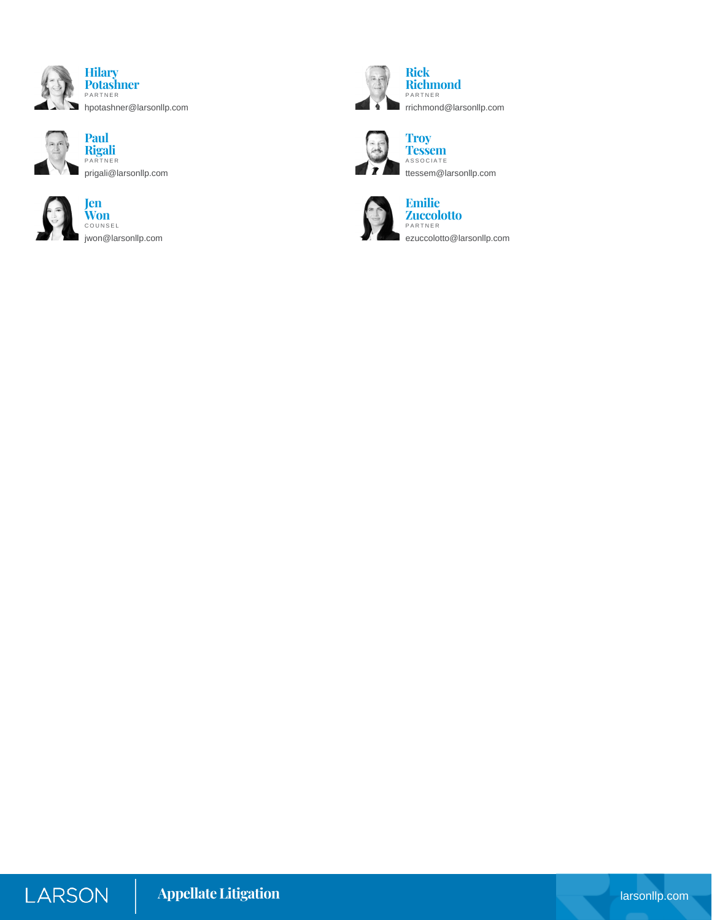**Hilary Potashner**
PARTNER
hpotashner@larsonllp.com

**Paul Rigali**
PARTNER
prigali@larsonllp.com

**Jen Won**
COUNSEL
jwon@larsonllp.com

**Rick Richmond**
PARTNER
rrichmond@larsonllp.com

**Troy Tessem**
ASSOCIATE
ttessem@larsonllp.com

**Emilie Zuccolotto**
PARTNER
ezuccolotto@larsonllp.com